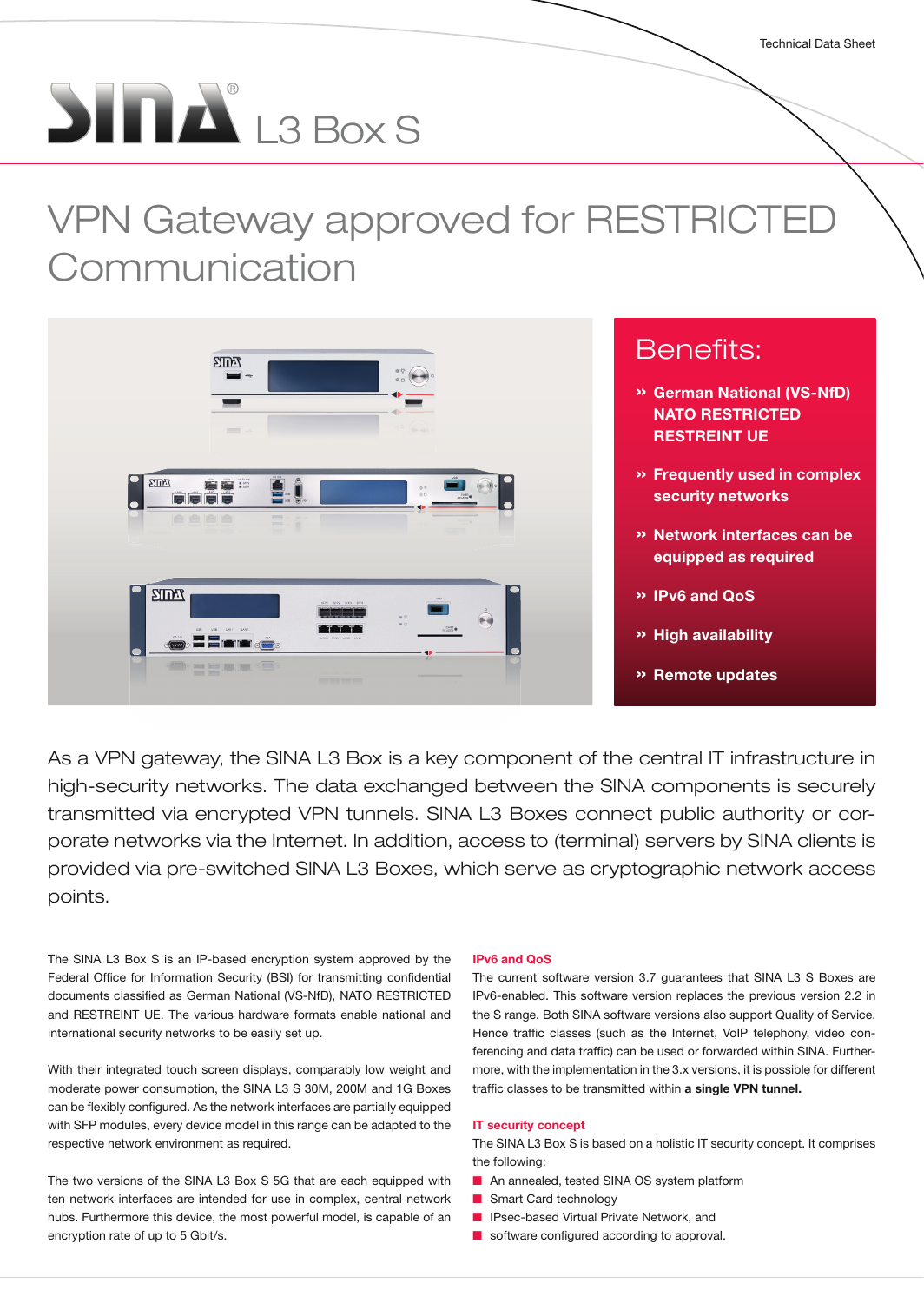Technical Data Sheet

# SINA® L3 Box S

## VPN Gateway approved for RESTRICTED Communication

### Benefits:

- » German National (VS-NfD) NATO RESTRICTED RESTREINT UE
- » Frequently used in complex security networks
- » Network interfaces can be equipped as required
- » IPv6 and QoS
- » High availability
- » Remote updates

As a VPN gateway, the SINA L3 Box is a key component of the central IT infrastructure in high-security networks. The data exchanged between the SINA components is securely transmitted via encrypted VPN tunnels. SINA L3 Boxes connect public authority or corporate networks via the Internet. In addition, access to (terminal) servers by SINA clients is provided via pre-switched SINA L3 Boxes, which serve as cryptographic network access points.

The SINA L3 Box S is an IP-based encryption system approved by the Federal Office for Information Security (BSI) for transmitting confidential documents classified as German National (VS-NfD), NATO RESTRICTED and RESTREINT UE. The various hardware formats enable national and international security networks to be easily set up.

With their integrated touch screen displays, comparably low weight and moderate power consumption, the SINA L3 S 30M, 200M and 1G Boxes can be flexibly configured. As the network interfaces are partially equipped with SFP modules, every device model in this range can be adapted to the respective network environment as required.

The two versions of the SINA L3 Box S 5G that are each equipped with ten network interfaces are intended for use in complex, central network hubs. Furthermore this device, the most powerful model, is capable of an encryption rate of up to 5 Gbit/s.

### IPv6 and QoS

The current software version 3.7 guarantees that SINA L3 S Boxes are IPv6-enabled. This software version replaces the previous version 2.2 in the S range. Both SINA software versions also support Quality of Service. Hence traffic classes (such as the Internet, VoIP telephony, video conferencing and data traffic) can be used or forwarded within SINA. Furthermore, with the implementation in the 3.x versions, it is possible for different traffic classes to be transmitted within **a single VPN tunnel.**

### IT security concept

The SINA L3 Box S is based on a holistic IT security concept. It comprises the following:

- An annealed, tested SINA OS system platform
- Smart Card technology
- IPsec-based Virtual Private Network, and
- software configured according to approval.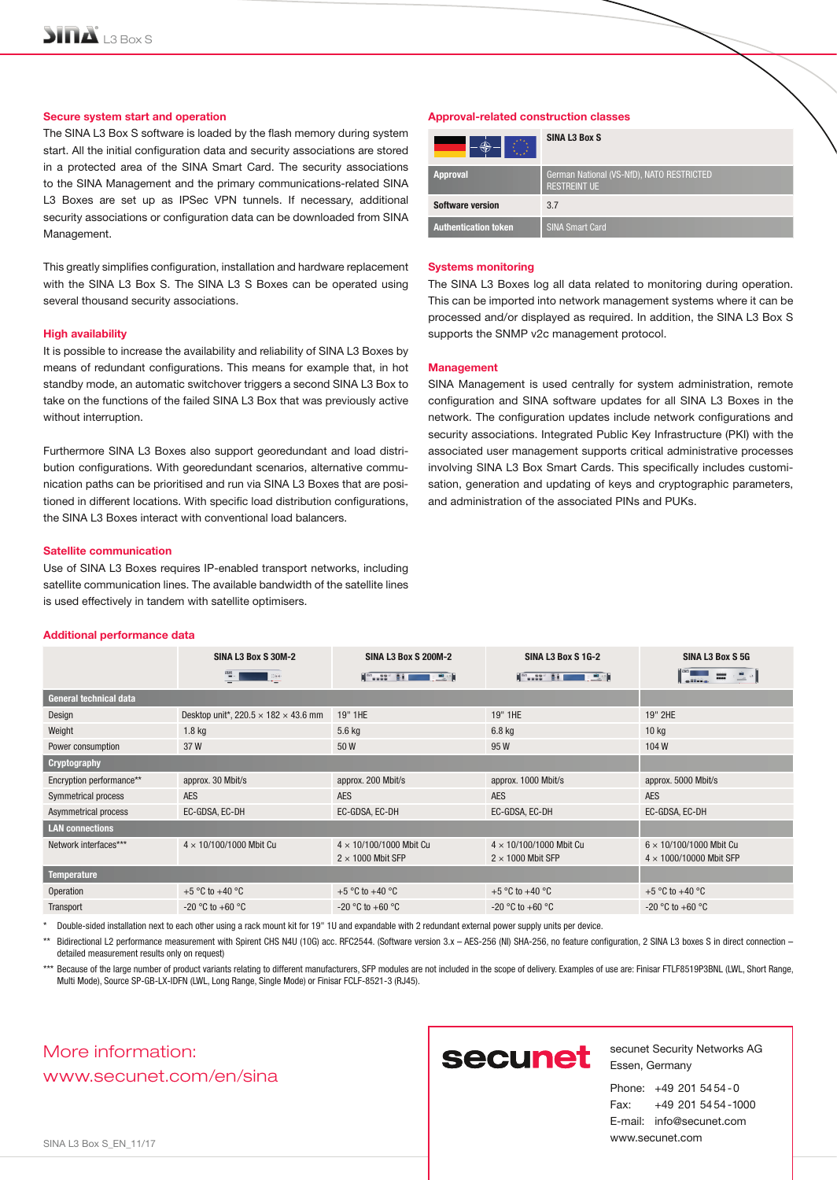## Secure system start and operation

The SINA L3 Box S software is loaded by the flash memory during system start. All the initial configuration data and security associations are stored in a protected area of the SINA Smart Card. The security associations to the SINA Management and the primary communications-related SINA L3 Boxes are set up as IPSec VPN tunnels. If necessary, additional security associations or configuration data can be downloaded from SINA Management.

This greatly simplifies configuration, installation and hardware replacement with the SINA L3 Box S. The SINA L3 S Boxes can be operated using several thousand security associations.

## High availability

It is possible to increase the availability and reliability of SINA L3 Boxes by means of redundant configurations. This means for example that, in hot standby mode, an automatic switchover triggers a second SINA L3 Box to take on the functions of the failed SINA L3 Box that was previously active without interruption.

Furthermore SINA L3 Boxes also support georedundant and load distribution configurations. With georedundant scenarios, alternative communication paths can be prioritised and run via SINA L3 Boxes that are positioned in different locations. With specific load distribution configurations, the SINA L3 Boxes interact with conventional load balancers.

## Satellite communication

Use of SINA L3 Boxes requires IP-enabled transport networks, including satellite communication lines. The available bandwidth of the satellite lines is used effectively in tandem with satellite optimisers.

## Approval-related construction classes

| | SINA L3 Box S |
|---|---|
| **Approval** | German National (VS-NfD), NATO RESTRICTED RESTREINT UE |
| **Software version** | 3.7 |
| **Authentication token** | SINA Smart Card |

## Systems monitoring

The SINA L3 Boxes log all data related to monitoring during operation. This can be imported into network management systems where it can be processed and/or displayed as required. In addition, the SINA L3 Box S supports the SNMP v2c management protocol.

## Management

SINA Management is used centrally for system administration, remote configuration and SINA software updates for all SINA L3 Boxes in the network. The configuration updates include network configurations and security associations. Integrated Public Key Infrastructure (PKI) with the associated user management supports critical administrative processes involving SINA L3 Box Smart Cards. This specifically includes customisation, generation and updating of keys and cryptographic parameters, and administration of the associated PINs and PUKs.

## Additional performance data

| | SINA L3 Box S 30M-2 | SINA L3 Box S 200M-2 | SINA L3 Box S 1G-2 | SINA L3 Box S 5G |
|---|---|---|---|---|
| **General technical data** | | | | |
| Design | Desktop unit*, 220.5 × 182 × 43.6 mm | 19" 1HE | 19" 1HE | 19" 2HE |
| Weight | 1.8 kg | 5.6 kg | 6.8 kg | 10 kg |
| Power consumption | 37 W | 50 W | 95 W | 104 W |
| **Cryptography** | | | | |
| Encryption performance** | approx. 30 Mbit/s | approx. 200 Mbit/s | approx. 1000 Mbit/s | approx. 5000 Mbit/s |
| Symmetrical process | AES | AES | AES | AES |
| Asymmetrical process | EC-GDSA, EC-DH | EC-GDSA, EC-DH | EC-GDSA, EC-DH | EC-GDSA, EC-DH |
| **LAN connections** | | | | |
| Network interfaces*** | 4 × 10/100/1000 Mbit Cu | 4 × 10/100/1000 Mbit Cu<br>2 × 1000 Mbit SFP | 4 × 10/100/1000 Mbit Cu<br>2 × 1000 Mbit SFP | 6 × 10/100/1000 Mbit Cu<br>4 × 1000/10000 Mbit SFP |
| **Temperature** | | | | |
| Operation | +5 °C to +40 °C | +5 °C to +40 °C | +5 °C to +40 °C | +5 °C to +40 °C |
| Transport | -20 °C to +60 °C | -20 °C to +60 °C | -20 °C to +60 °C | -20 °C to +60 °C |

\* Double-sided installation next to each other using a rack mount kit for 19" 1U and expandable with 2 redundant external power supply units per device.

** Bidirectional L2 performance measurement with Spirent CHS N4U (10G) acc. RFC2544. (Software version 3.x – AES-256 (NI) SHA-256, no feature configuration, 2 SINA L3 boxes S in direct connection – detailed measurement results only on request)

*** Because of the large number of product variants relating to different manufacturers, SFP modules are not included in the scope of delivery. Examples of use are: Finisar FTLF8519P3BNL (LWL, Short Range, Multi Mode), Source SP-GB-LX-IDFN (LWL, Long Range, Single Mode) or Finisar FCLF-8521-3 (RJ45).

More information:
www.secunet.com/en/sina

secunet

secunet Security Networks AG
Essen, Germany

Phone: +49 201 5454-0
Fax: +49 201 5454-1000
E-mail: info@secunet.com
www.secunet.com

SINA L3 Box S_EN_11/17